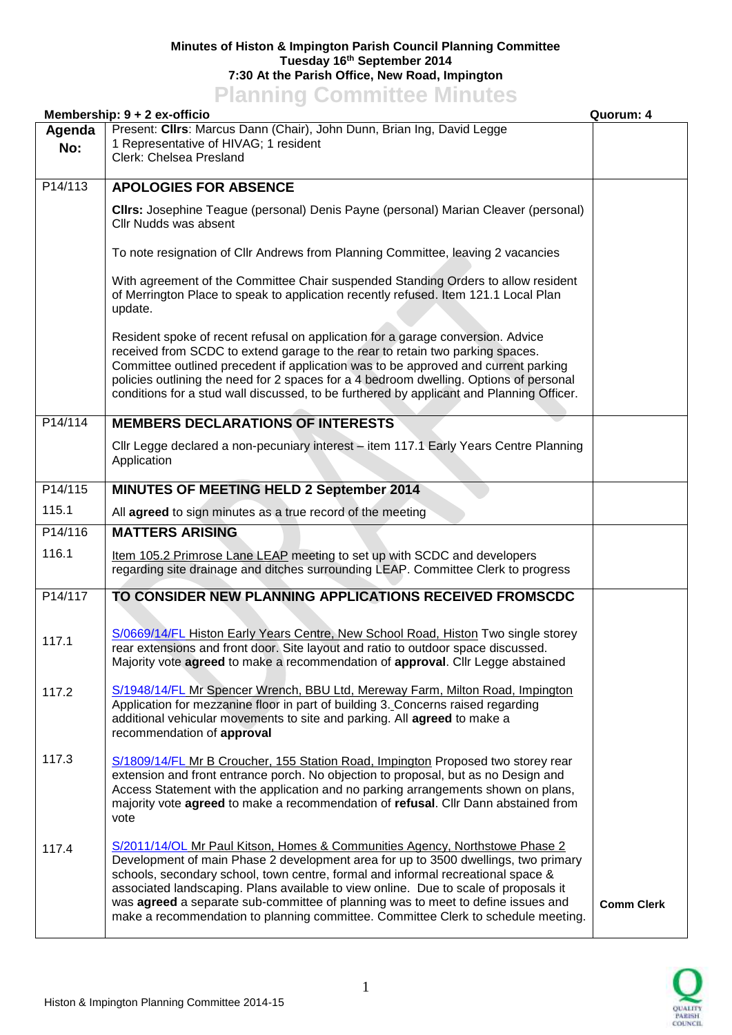**Minutes of Histon & Impington Parish Council Planning Committee**
**Tuesday 16th September 2014**
**7:30 At the Parish Office, New Road, Impington**

# Planning Committee Minutes

**Membership: 9 + 2 ex-officio** | **Quorum: 4**

| Agenda No: | Present: **Cllrs**: Marcus Dann (Chair), John Dunn, Brian Ing, David Legge<br>1 Representative of HIVAG; 1 resident<br>Clerk: Chelsea Presland | |
|---|---|---|
| P14/113 | **APOLOGIES FOR ABSENCE**<br><br>**Cllrs:** Josephine Teague (personal) Denis Payne (personal) Marian Cleaver (personal) Cllr Nudds was absent<br><br>To note resignation of Cllr Andrews from Planning Committee, leaving 2 vacancies<br><br>With agreement of the Committee Chair suspended Standing Orders to allow resident of Merrington Place to speak to application recently refused. Item 121.1 Local Plan update.<br><br>Resident spoke of recent refusal on application for a garage conversion. Advice received from SCDC to extend garage to the rear to retain two parking spaces. Committee outlined precedent if application was to be approved and current parking policies outlining the need for 2 spaces for a 4 bedroom dwelling. Options of personal conditions for a stud wall discussed, to be furthered by applicant and Planning Officer. | |
| P14/114 | **MEMBERS DECLARATIONS OF INTERESTS**<br><br>Cllr Legge declared a non-pecuniary interest – item 117.1 Early Years Centre Planning Application | |
| P14/115 | **MINUTES OF MEETING HELD 2 September 2014** | |
| 115.1 | All **agreed** to sign minutes as a true record of the meeting | |
| P14/116 | **MATTERS ARISING** | |
| 116.1 | Item 105.2 Primrose Lane LEAP meeting to set up with SCDC and developers regarding site drainage and ditches surrounding LEAP. Committee Clerk to progress | |
| P14/117 | **TO CONSIDER NEW PLANNING APPLICATIONS RECEIVED FROMSCDC** | |
| 117.1 | S/0669/14/FL Histon Early Years Centre, New School Road, Histon Two single storey rear extensions and front door. Site layout and ratio to outdoor space discussed. Majority vote **agreed** to make a recommendation of **approval**. Cllr Legge abstained | |
| 117.2 | S/1948/14/FL Mr Spencer Wrench, BBU Ltd, Mereway Farm, Milton Road, Impington Application for mezzanine floor in part of building 3. Concerns raised regarding additional vehicular movements to site and parking. All **agreed** to make a recommendation of **approval** | |
| 117.3 | S/1809/14/FL Mr B Croucher, 155 Station Road, Impington Proposed two storey rear extension and front entrance porch. No objection to proposal, but as no Design and Access Statement with the application and no parking arrangements shown on plans, majority vote **agreed** to make a recommendation of **refusal**. Cllr Dann abstained from vote | |
| 117.4 | S/2011/14/OL Mr Paul Kitson, Homes & Communities Agency, Northstowe Phase 2 Development of main Phase 2 development area for up to 3500 dwellings, two primary schools, secondary school, town centre, formal and informal recreational space & associated landscaping. Plans available to view online. Due to scale of proposals it was **agreed** a separate sub-committee of planning was to meet to define issues and make a recommendation to planning committee. Committee Clerk to schedule meeting. | **Comm Clerk** |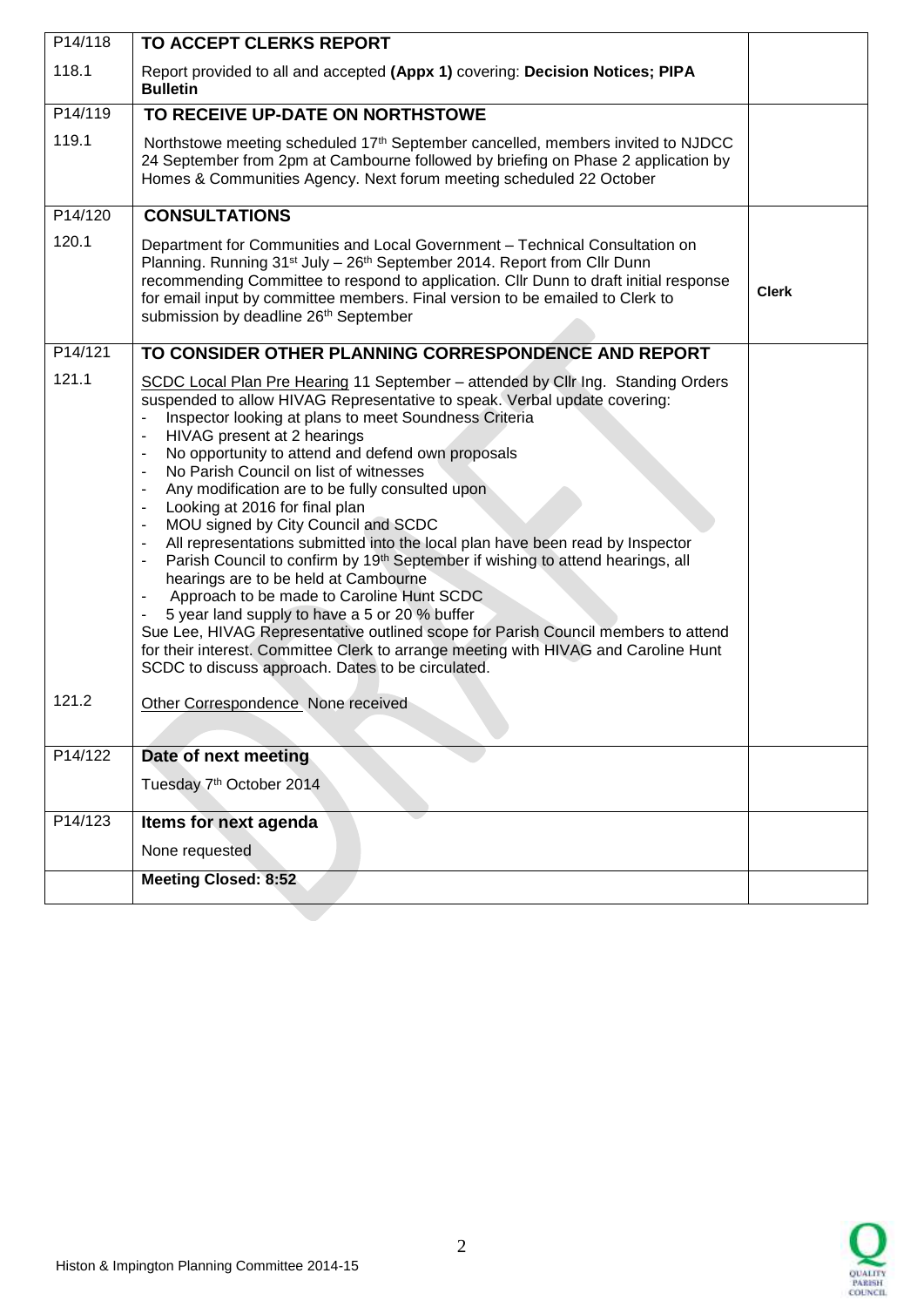| | | |
|---|---|---|
| P14/118 | **TO ACCEPT CLERKS REPORT** | |
| 118.1 | Report provided to all and accepted **(Appx 1)** covering: **Decision Notices; PIPA Bulletin** | |
| P14/119 | **TO RECEIVE UP-DATE ON NORTHSTOWE** | |
| 119.1 | Northstowe meeting scheduled 17th September cancelled, members invited to NJDCC 24 September from 2pm at Cambourne followed by briefing on Phase 2 application by Homes & Communities Agency. Next forum meeting scheduled 22 October | |
| P14/120 | **CONSULTATIONS** | |
| 120.1 | Department for Communities and Local Government – Technical Consultation on Planning. Running 31st July – 26th September 2014. Report from Cllr Dunn recommending Committee to respond to application. Cllr Dunn to draft initial response for email input by committee members. Final version to be emailed to Clerk to submission by deadline 26th September | **Clerk** |
| P14/121 | **TO CONSIDER OTHER PLANNING CORRESPONDENCE AND REPORT** | |
| 121.1 | SCDC Local Plan Pre Hearing 11 September – attended by Cllr Ing. Standing Orders suspended to allow HIVAG Representative to speak. Verbal update covering:<br>- Inspector looking at plans to meet Soundness Criteria<br>- HIVAG present at 2 hearings<br>- No opportunity to attend and defend own proposals<br>- No Parish Council on list of witnesses<br>- Any modification are to be fully consulted upon<br>- Looking at 2016 for final plan<br>- MOU signed by City Council and SCDC<br>- All representations submitted into the local plan have been read by Inspector<br>- Parish Council to confirm by 19th September if wishing to attend hearings, all hearings are to be held at Cambourne<br>- Approach to be made to Caroline Hunt SCDC<br>- 5 year land supply to have a 5 or 20 % buffer<br>Sue Lee, HIVAG Representative outlined scope for Parish Council members to attend for their interest. Committee Clerk to arrange meeting with HIVAG and Caroline Hunt SCDC to discuss approach. Dates to be circulated. | |
| 121.2 | Other Correspondence None received | |
| P14/122 | **Date of next meeting**<br>Tuesday 7th October 2014 | |
| P14/123 | **Items for next agenda**<br>None requested | |
| | **Meeting Closed: 8:52** | |